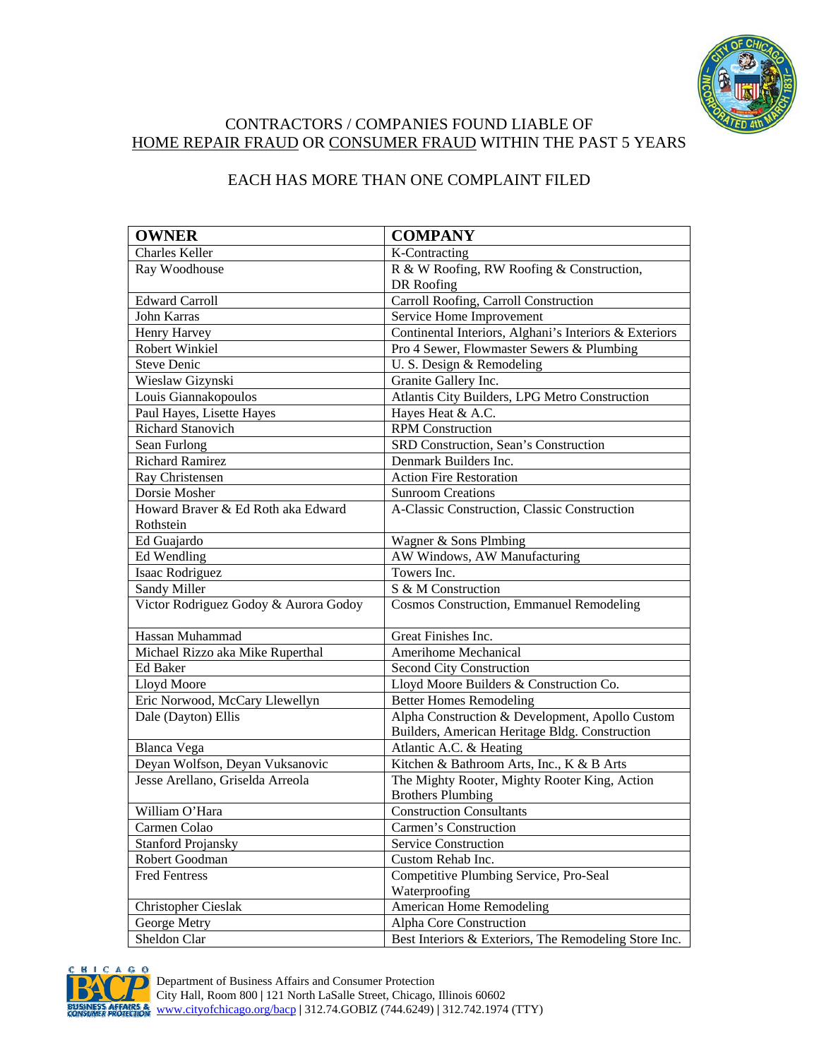# CONTRACTORS / COMPANIES FOUND LIABLE OF HOME REPAIR FRAUD OR CONSUMER FRAUD WITHIN THE PAST 5 YEARS

## EACH HAS MORE THAN ONE COMPLAINT FILED

| OWNER | COMPANY |
|---|---|
| Charles Keller | K-Contracting |
| Ray Woodhouse | R & W Roofing, RW Roofing & Construction, DR Roofing |
| Edward Carroll | Carroll Roofing, Carroll Construction |
| John Karras | Service Home Improvement |
| Henry Harvey | Continental Interiors, Alghani's Interiors & Exteriors |
| Robert Winkiel | Pro 4 Sewer, Flowmaster Sewers & Plumbing |
| Steve Denic | U. S. Design & Remodeling |
| Wieslaw Gizynski | Granite Gallery Inc. |
| Louis Giannakopoulos | Atlantis City Builders, LPG Metro Construction |
| Paul Hayes, Lisette Hayes | Hayes Heat & A.C. |
| Richard Stanovich | RPM Construction |
| Sean Furlong | SRD Construction, Sean's Construction |
| Richard Ramirez | Denmark Builders Inc. |
| Ray Christensen | Action Fire Restoration |
| Dorsie Mosher | Sunroom Creations |
| Howard Braver & Ed Roth aka Edward Rothstein | A-Classic Construction, Classic Construction |
| Ed Guajardo | Wagner & Sons Plmbing |
| Ed Wendling | AW Windows, AW Manufacturing |
| Isaac Rodriguez | Towers Inc. |
| Sandy Miller | S & M Construction |
| Victor Rodriguez Godoy & Aurora Godoy | Cosmos Construction, Emmanuel Remodeling |
| Hassan Muhammad | Great Finishes Inc. |
| Michael Rizzo aka Mike Ruperthal | Amerihome Mechanical |
| Ed Baker | Second City Construction |
| Lloyd Moore | Lloyd Moore Builders & Construction Co. |
| Eric Norwood, McCary Llewellyn | Better Homes Remodeling |
| Dale (Dayton) Ellis | Alpha Construction & Development, Apollo Custom Builders, American Heritage Bldg. Construction |
| Blanca Vega | Atlantic A.C. & Heating |
| Deyan Wolfson, Deyan Vuksanovic | Kitchen & Bathroom Arts, Inc., K & B Arts |
| Jesse Arellano, Griselda Arreola | The Mighty Rooter, Mighty Rooter King, Action Brothers Plumbing |
| William O'Hara | Construction Consultants |
| Carmen Colao | Carmen's Construction |
| Stanford Projansky | Service Construction |
| Robert Goodman | Custom Rehab Inc. |
| Fred Fentress | Competitive Plumbing Service, Pro-Seal Waterproofing |
| Christopher Cieslak | American Home Remodeling |
| George Metry | Alpha Core Construction |
| Sheldon Clar | Best Interiors & Exteriors, The Remodeling Store Inc. |

Department of Business Affairs and Consumer Protection
City Hall, Room 800 | 121 North LaSalle Street, Chicago, Illinois 60602
www.cityofchicago.org/bacp | 312.74.GOBIZ (744.6249) | 312.742.1974 (TTY)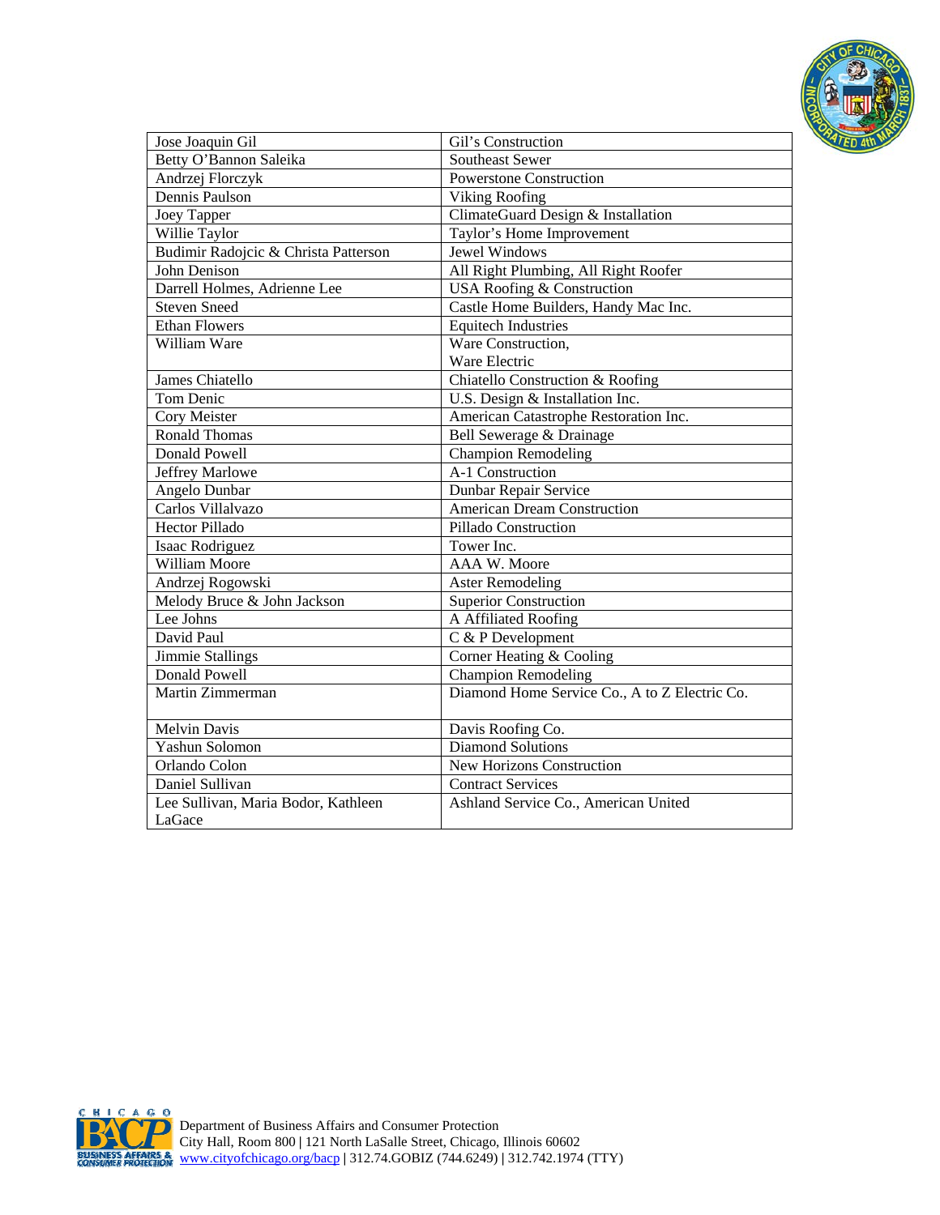| | |
|---|---|
| Jose Joaquin Gil | Gil's Construction |
| Betty O'Bannon Saleika | Southeast Sewer |
| Andrzej Florczyk | Powerstone Construction |
| Dennis Paulson | Viking Roofing |
| Joey Tapper | ClimateGuard Design & Installation |
| Willie Taylor | Taylor's Home Improvement |
| Budimir Radojcic & Christa Patterson | Jewel Windows |
| John Denison | All Right Plumbing, All Right Roofer |
| Darrell Holmes, Adrienne Lee | USA Roofing & Construction |
| Steven Sneed | Castle Home Builders, Handy Mac Inc. |
| Ethan Flowers | Equitech Industries |
| William Ware | Ware Construction, Ware Electric |
| James Chiatello | Chiatello Construction & Roofing |
| Tom Denic | U.S. Design & Installation Inc. |
| Cory Meister | American Catastrophe Restoration Inc. |
| Ronald Thomas | Bell Sewerage & Drainage |
| Donald Powell | Champion Remodeling |
| Jeffrey Marlowe | A-1 Construction |
| Angelo Dunbar | Dunbar Repair Service |
| Carlos Villalvazo | American Dream Construction |
| Hector Pillado | Pillado Construction |
| Isaac Rodriguez | Tower Inc. |
| William Moore | AAA W. Moore |
| Andrzej Rogowski | Aster Remodeling |
| Melody Bruce & John Jackson | Superior Construction |
| Lee Johns | A Affiliated Roofing |
| David Paul | C & P Development |
| Jimmie Stallings | Corner Heating & Cooling |
| Donald Powell | Champion Remodeling |
| Martin Zimmerman | Diamond Home Service Co., A to Z Electric Co. |
| Melvin Davis | Davis Roofing Co. |
| Yashun Solomon | Diamond Solutions |
| Orlando Colon | New Horizons Construction |
| Daniel Sullivan | Contract Services |
| Lee Sullivan, Maria Bodor, Kathleen LaGace | Ashland Service Co., American United |

Department of Business Affairs and Consumer Protection
City Hall, Room 800 | 121 North LaSalle Street, Chicago, Illinois 60602
www.cityofchicago.org/bacp | 312.74.GOBIZ (744.6249) | 312.742.1974 (TTY)